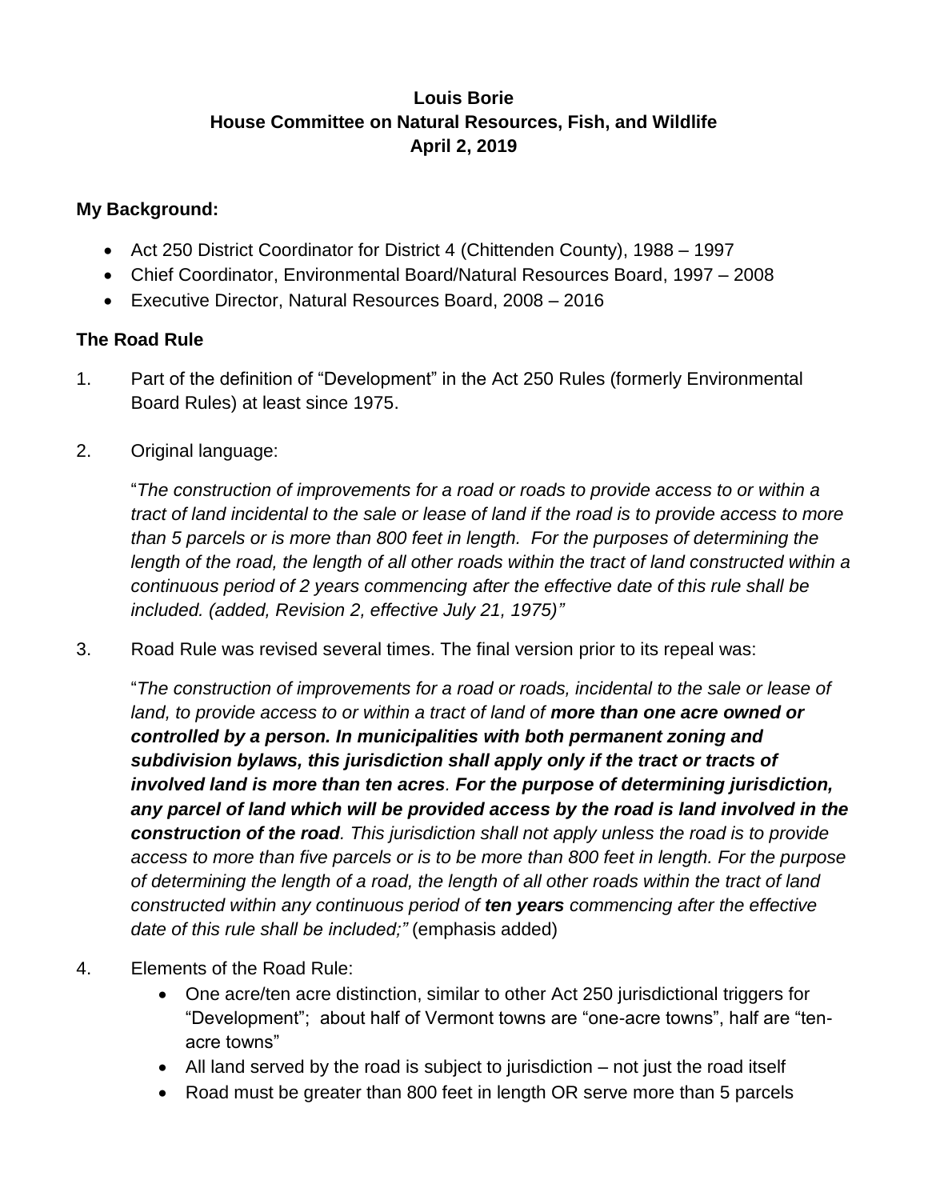**Louis Borie**
**House Committee on Natural Resources, Fish, and Wildlife**
**April 2, 2019**

## My Background:

- Act 250 District Coordinator for District 4 (Chittenden County), 1988 – 1997
- Chief Coordinator, Environmental Board/Natural Resources Board, 1997 – 2008
- Executive Director, Natural Resources Board, 2008 – 2016

## The Road Rule

1. Part of the definition of "Development" in the Act 250 Rules (formerly Environmental Board Rules) at least since 1975.

2. Original language:

   "*The construction of improvements for a road or roads to provide access to or within a tract of land incidental to the sale or lease of land if the road is to provide access to more than 5 parcels or is more than 800 feet in length. For the purposes of determining the length of the road, the length of all other roads within the tract of land constructed within a continuous period of 2 years commencing after the effective date of this rule shall be included. (added, Revision 2, effective July 21, 1975)"*

3. Road Rule was revised several times. The final version prior to its repeal was:

   "*The construction of improvements for a road or roads, incidental to the sale or lease of land, to provide access to or within a tract of land of **more than one acre owned or controlled by a person. In municipalities with both permanent zoning and subdivision bylaws, this jurisdiction shall apply only if the tract or tracts of involved land is more than ten acres**. **For the purpose of determining jurisdiction, any parcel of land which will be provided access by the road is land involved in the construction of the road**. This jurisdiction shall not apply unless the road is to provide access to more than five parcels or is to be more than 800 feet in length. For the purpose of determining the length of a road, the length of all other roads within the tract of land constructed within any continuous period of **ten years** commencing after the effective date of this rule shall be included;"* (emphasis added)

4. Elements of the Road Rule:
   - One acre/ten acre distinction, similar to other Act 250 jurisdictional triggers for "Development"; about half of Vermont towns are "one-acre towns", half are "ten-acre towns"
   - All land served by the road is subject to jurisdiction – not just the road itself
   - Road must be greater than 800 feet in length OR serve more than 5 parcels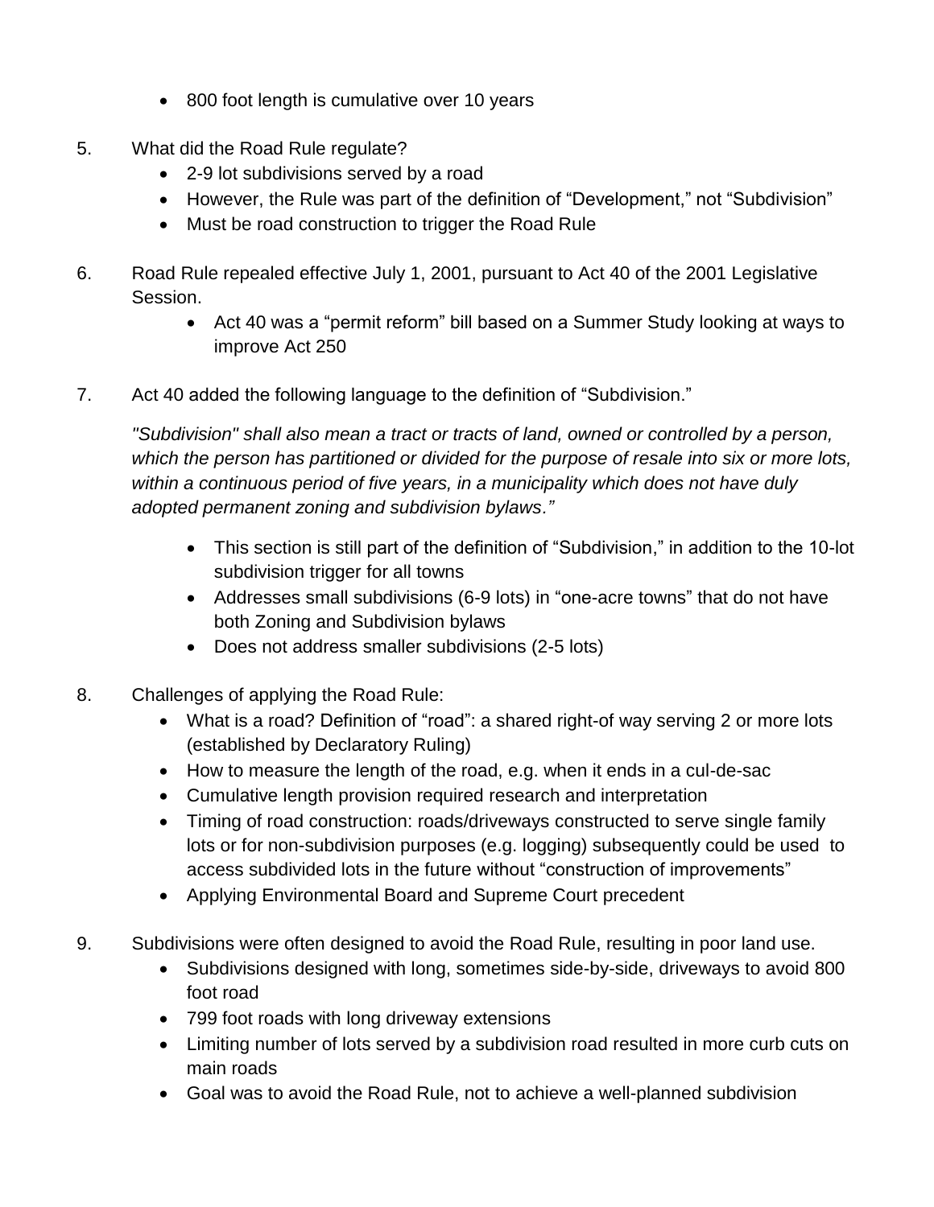- 800 foot length is cumulative over 10 years

5. What did the Road Rule regulate?
   - 2-9 lot subdivisions served by a road
   - However, the Rule was part of the definition of "Development," not "Subdivision"
   - Must be road construction to trigger the Road Rule

6. Road Rule repealed effective July 1, 2001, pursuant to Act 40 of the 2001 Legislative Session.
   - Act 40 was a "permit reform" bill based on a Summer Study looking at ways to improve Act 250

7. Act 40 added the following language to the definition of "Subdivision."

   *"Subdivision" shall also mean a tract or tracts of land, owned or controlled by a person, which the person has partitioned or divided for the purpose of resale into six or more lots, within a continuous period of five years, in a municipality which does not have duly adopted permanent zoning and subdivision bylaws."*

   - This section is still part of the definition of "Subdivision," in addition to the 10-lot subdivision trigger for all towns
   - Addresses small subdivisions (6-9 lots) in "one-acre towns" that do not have both Zoning and Subdivision bylaws
   - Does not address smaller subdivisions (2-5 lots)

8. Challenges of applying the Road Rule:
   - What is a road? Definition of "road": a shared right-of way serving 2 or more lots (established by Declaratory Ruling)
   - How to measure the length of the road, e.g. when it ends in a cul-de-sac
   - Cumulative length provision required research and interpretation
   - Timing of road construction: roads/driveways constructed to serve single family lots or for non-subdivision purposes (e.g. logging) subsequently could be used to access subdivided lots in the future without "construction of improvements"
   - Applying Environmental Board and Supreme Court precedent

9. Subdivisions were often designed to avoid the Road Rule, resulting in poor land use.
   - Subdivisions designed with long, sometimes side-by-side, driveways to avoid 800 foot road
   - 799 foot roads with long driveway extensions
   - Limiting number of lots served by a subdivision road resulted in more curb cuts on main roads
   - Goal was to avoid the Road Rule, not to achieve a well-planned subdivision